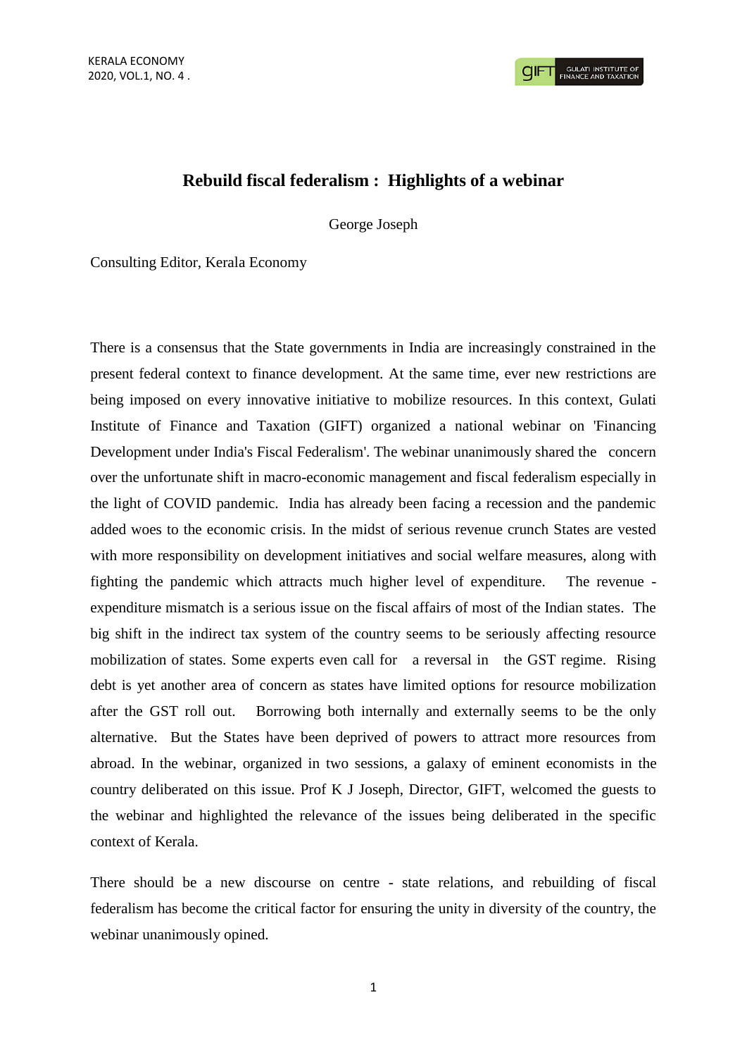# Rebuild fiscal federalism : Highlights of a webinar

George Joseph

Consulting Editor, Kerala Economy

There is a consensus that the State governments in India are increasingly constrained in the present federal context to finance development. At the same time, ever new restrictions are being imposed on every innovative initiative to mobilize resources. In this context, Gulati Institute of Finance and Taxation (GIFT) organized a national webinar on 'Financing Development under India's Fiscal Federalism'. The webinar unanimously shared the concern over the unfortunate shift in macro-economic management and fiscal federalism especially in the light of COVID pandemic. India has already been facing a recession and the pandemic added woes to the economic crisis. In the midst of serious revenue crunch States are vested with more responsibility on development initiatives and social welfare measures, along with fighting the pandemic which attracts much higher level of expenditure. The revenue - expenditure mismatch is a serious issue on the fiscal affairs of most of the Indian states. The big shift in the indirect tax system of the country seems to be seriously affecting resource mobilization of states. Some experts even call for a reversal in the GST regime. Rising debt is yet another area of concern as states have limited options for resource mobilization after the GST roll out. Borrowing both internally and externally seems to be the only alternative. But the States have been deprived of powers to attract more resources from abroad. In the webinar, organized in two sessions, a galaxy of eminent economists in the country deliberated on this issue. Prof K J Joseph, Director, GIFT, welcomed the guests to the webinar and highlighted the relevance of the issues being deliberated in the specific context of Kerala.

There should be a new discourse on centre - state relations, and rebuilding of fiscal federalism has become the critical factor for ensuring the unity in diversity of the country, the webinar unanimously opined.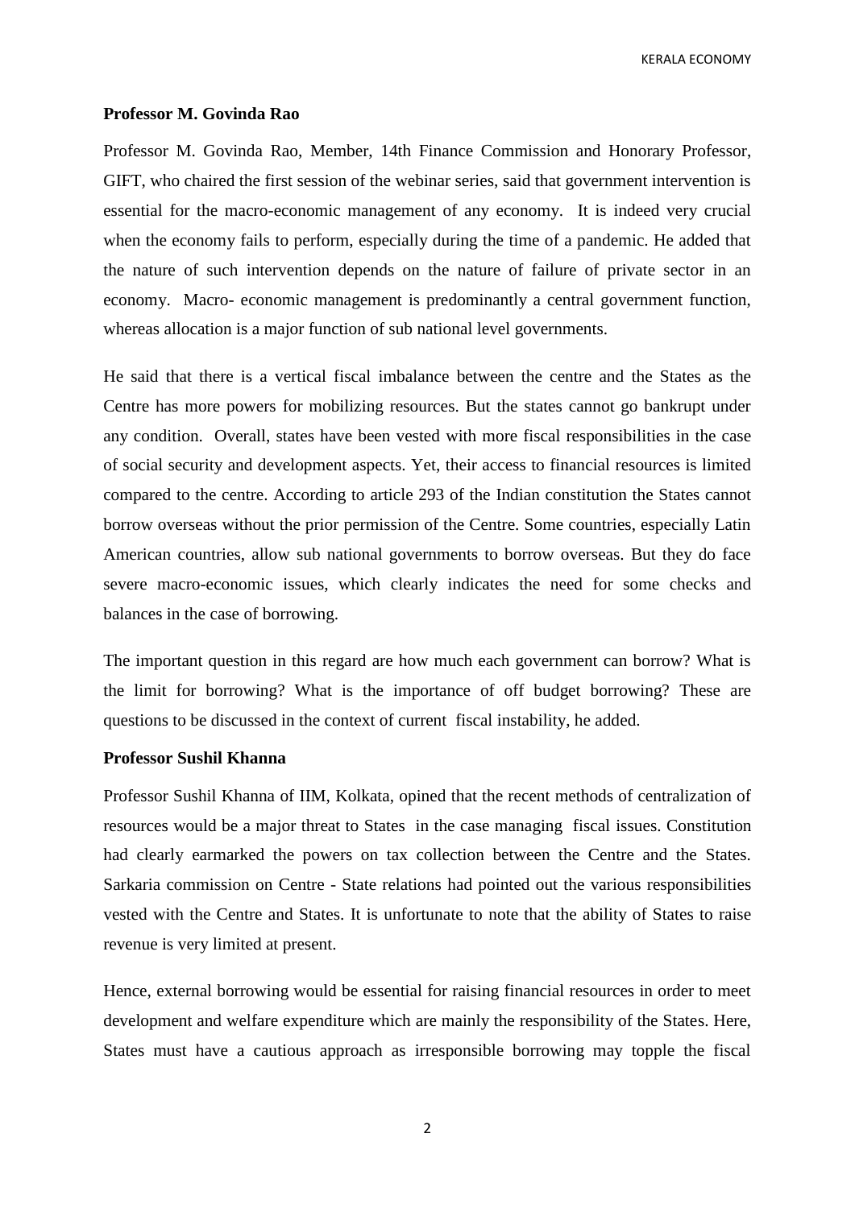**Professor M. Govinda Rao**

Professor M. Govinda Rao, Member, 14th Finance Commission and Honorary Professor, GIFT, who chaired the first session of the webinar series, said that government intervention is essential for the macro-economic management of any economy. It is indeed very crucial when the economy fails to perform, especially during the time of a pandemic. He added that the nature of such intervention depends on the nature of failure of private sector in an economy. Macro- economic management is predominantly a central government function, whereas allocation is a major function of sub national level governments.

He said that there is a vertical fiscal imbalance between the centre and the States as the Centre has more powers for mobilizing resources. But the states cannot go bankrupt under any condition. Overall, states have been vested with more fiscal responsibilities in the case of social security and development aspects. Yet, their access to financial resources is limited compared to the centre. According to article 293 of the Indian constitution the States cannot borrow overseas without the prior permission of the Centre. Some countries, especially Latin American countries, allow sub national governments to borrow overseas. But they do face severe macro-economic issues, which clearly indicates the need for some checks and balances in the case of borrowing.

The important question in this regard are how much each government can borrow? What is the limit for borrowing? What is the importance of off budget borrowing? These are questions to be discussed in the context of current fiscal instability, he added.

**Professor Sushil Khanna**

Professor Sushil Khanna of IIM, Kolkata, opined that the recent methods of centralization of resources would be a major threat to States in the case managing fiscal issues. Constitution had clearly earmarked the powers on tax collection between the Centre and the States. Sarkaria commission on Centre - State relations had pointed out the various responsibilities vested with the Centre and States. It is unfortunate to note that the ability of States to raise revenue is very limited at present.

Hence, external borrowing would be essential for raising financial resources in order to meet development and welfare expenditure which are mainly the responsibility of the States. Here, States must have a cautious approach as irresponsible borrowing may topple the fiscal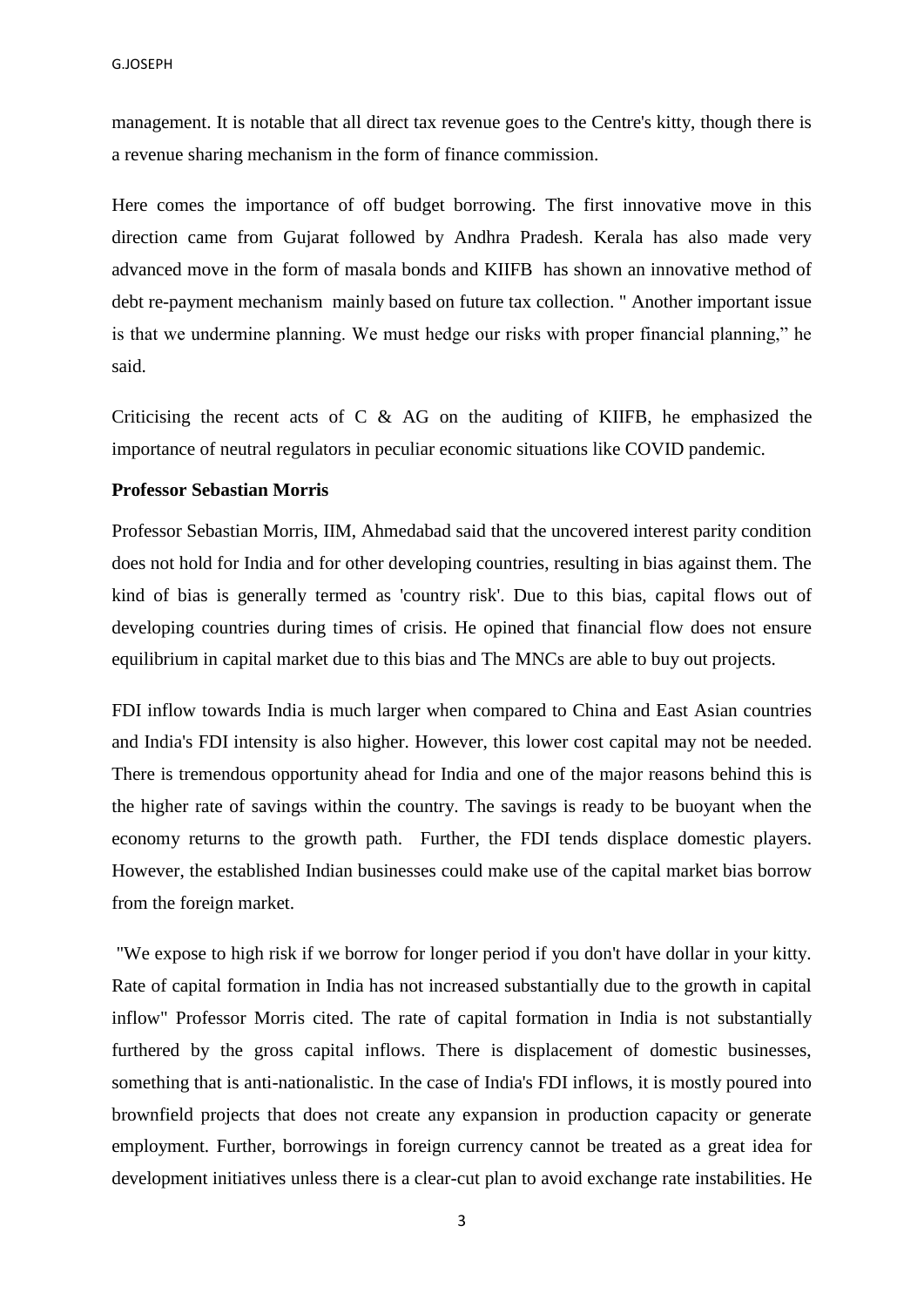management. It is notable that all direct tax revenue goes to the Centre's kitty, though there is a revenue sharing mechanism in the form of finance commission.

Here comes the importance of off budget borrowing. The first innovative move in this direction came from Gujarat followed by Andhra Pradesh. Kerala has also made very advanced move in the form of masala bonds and KIIFB has shown an innovative method of debt re-payment mechanism mainly based on future tax collection. " Another important issue is that we undermine planning. We must hedge our risks with proper financial planning," he said.

Criticising the recent acts of C & AG on the auditing of KIIFB, he emphasized the importance of neutral regulators in peculiar economic situations like COVID pandemic.

**Professor Sebastian Morris**

Professor Sebastian Morris, IIM, Ahmedabad said that the uncovered interest parity condition does not hold for India and for other developing countries, resulting in bias against them. The kind of bias is generally termed as 'country risk'. Due to this bias, capital flows out of developing countries during times of crisis. He opined that financial flow does not ensure equilibrium in capital market due to this bias and The MNCs are able to buy out projects.

FDI inflow towards India is much larger when compared to China and East Asian countries and India's FDI intensity is also higher. However, this lower cost capital may not be needed. There is tremendous opportunity ahead for India and one of the major reasons behind this is the higher rate of savings within the country. The savings is ready to be buoyant when the economy returns to the growth path. Further, the FDI tends displace domestic players. However, the established Indian businesses could make use of the capital market bias borrow from the foreign market.

"We expose to high risk if we borrow for longer period if you don't have dollar in your kitty. Rate of capital formation in India has not increased substantially due to the growth in capital inflow" Professor Morris cited. The rate of capital formation in India is not substantially furthered by the gross capital inflows. There is displacement of domestic businesses, something that is anti-nationalistic. In the case of India's FDI inflows, it is mostly poured into brownfield projects that does not create any expansion in production capacity or generate employment. Further, borrowings in foreign currency cannot be treated as a great idea for development initiatives unless there is a clear-cut plan to avoid exchange rate instabilities. He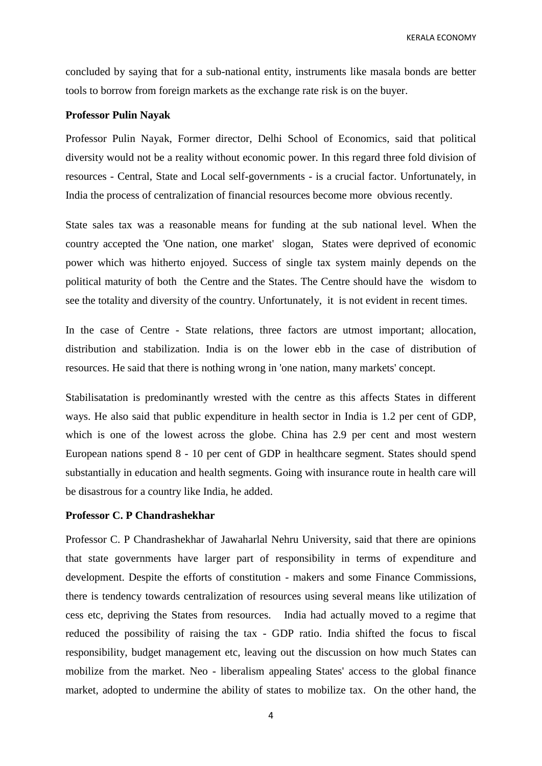concluded by saying that for a sub-national entity, instruments like masala bonds are better tools to borrow from foreign markets as the exchange rate risk is on the buyer.

**Professor Pulin Nayak**

Professor Pulin Nayak, Former director, Delhi School of Economics, said that political diversity would not be a reality without economic power. In this regard three fold division of resources - Central, State and Local self-governments - is a crucial factor. Unfortunately, in India the process of centralization of financial resources become more obvious recently.

State sales tax was a reasonable means for funding at the sub national level. When the country accepted the 'One nation, one market' slogan, States were deprived of economic power which was hitherto enjoyed. Success of single tax system mainly depends on the political maturity of both the Centre and the States. The Centre should have the wisdom to see the totality and diversity of the country. Unfortunately, it is not evident in recent times.

In the case of Centre - State relations, three factors are utmost important; allocation, distribution and stabilization. India is on the lower ebb in the case of distribution of resources. He said that there is nothing wrong in 'one nation, many markets' concept.

Stabilisatation is predominantly wrested with the centre as this affects States in different ways. He also said that public expenditure in health sector in India is 1.2 per cent of GDP, which is one of the lowest across the globe. China has 2.9 per cent and most western European nations spend 8 - 10 per cent of GDP in healthcare segment. States should spend substantially in education and health segments. Going with insurance route in health care will be disastrous for a country like India, he added.

**Professor C. P Chandrashekhar**

Professor C. P Chandrashekhar of Jawaharlal Nehru University, said that there are opinions that state governments have larger part of responsibility in terms of expenditure and development. Despite the efforts of constitution - makers and some Finance Commissions, there is tendency towards centralization of resources using several means like utilization of cess etc, depriving the States from resources. India had actually moved to a regime that reduced the possibility of raising the tax - GDP ratio. India shifted the focus to fiscal responsibility, budget management etc, leaving out the discussion on how much States can mobilize from the market. Neo - liberalism appealing States' access to the global finance market, adopted to undermine the ability of states to mobilize tax. On the other hand, the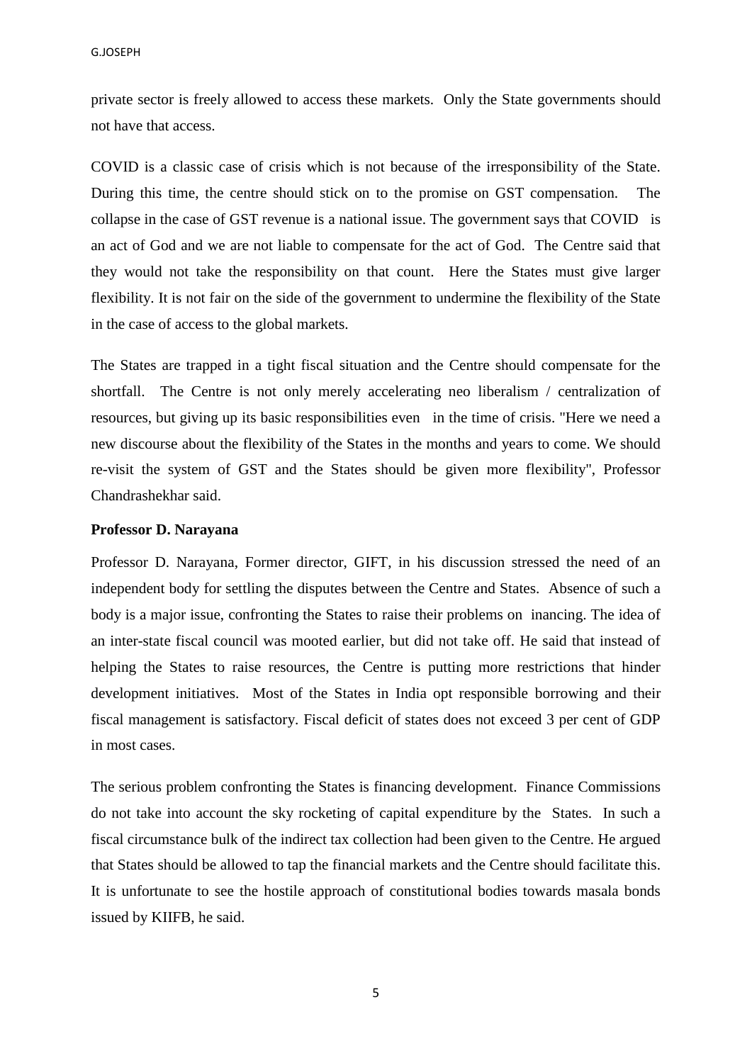private sector is freely allowed to access these markets. Only the State governments should not have that access.

COVID is a classic case of crisis which is not because of the irresponsibility of the State. During this time, the centre should stick on to the promise on GST compensation. The collapse in the case of GST revenue is a national issue. The government says that COVID is an act of God and we are not liable to compensate for the act of God. The Centre said that they would not take the responsibility on that count. Here the States must give larger flexibility. It is not fair on the side of the government to undermine the flexibility of the State in the case of access to the global markets.

The States are trapped in a tight fiscal situation and the Centre should compensate for the shortfall. The Centre is not only merely accelerating neo liberalism / centralization of resources, but giving up its basic responsibilities even in the time of crisis. "Here we need a new discourse about the flexibility of the States in the months and years to come. We should re-visit the system of GST and the States should be given more flexibility", Professor Chandrashekhar said.

**Professor D. Narayana**

Professor D. Narayana, Former director, GIFT, in his discussion stressed the need of an independent body for settling the disputes between the Centre and States. Absence of such a body is a major issue, confronting the States to raise their problems on inancing. The idea of an inter-state fiscal council was mooted earlier, but did not take off. He said that instead of helping the States to raise resources, the Centre is putting more restrictions that hinder development initiatives. Most of the States in India opt responsible borrowing and their fiscal management is satisfactory. Fiscal deficit of states does not exceed 3 per cent of GDP in most cases.

The serious problem confronting the States is financing development. Finance Commissions do not take into account the sky rocketing of capital expenditure by the States. In such a fiscal circumstance bulk of the indirect tax collection had been given to the Centre. He argued that States should be allowed to tap the financial markets and the Centre should facilitate this. It is unfortunate to see the hostile approach of constitutional bodies towards masala bonds issued by KIIFB, he said.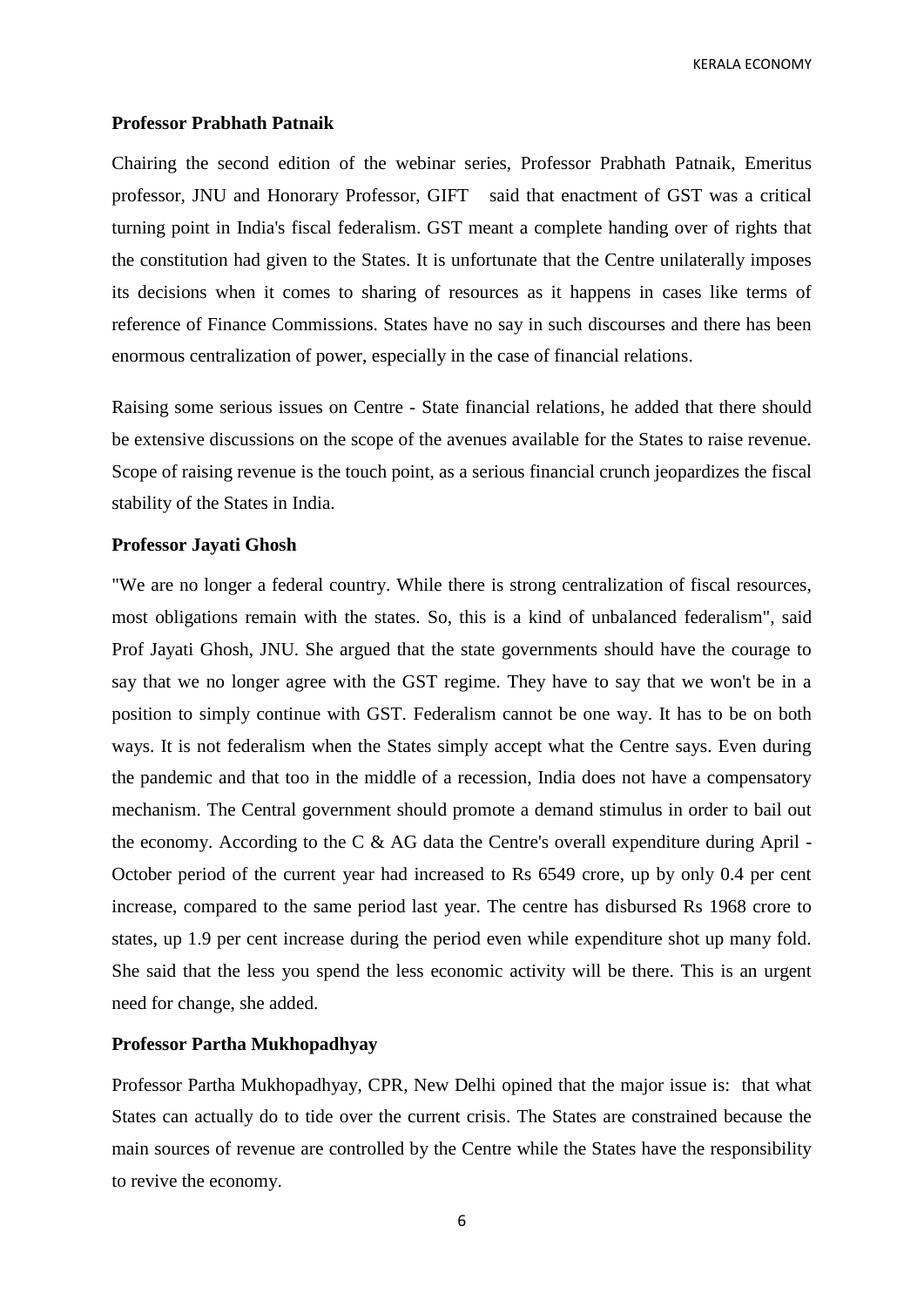**Professor Prabhath Patnaik**

Chairing the second edition of the webinar series, Professor Prabhath Patnaik, Emeritus professor, JNU and Honorary Professor, GIFT said that enactment of GST was a critical turning point in India's fiscal federalism. GST meant a complete handing over of rights that the constitution had given to the States. It is unfortunate that the Centre unilaterally imposes its decisions when it comes to sharing of resources as it happens in cases like terms of reference of Finance Commissions. States have no say in such discourses and there has been enormous centralization of power, especially in the case of financial relations.

Raising some serious issues on Centre - State financial relations, he added that there should be extensive discussions on the scope of the avenues available for the States to raise revenue. Scope of raising revenue is the touch point, as a serious financial crunch jeopardizes the fiscal stability of the States in India.

**Professor Jayati Ghosh**

"We are no longer a federal country. While there is strong centralization of fiscal resources, most obligations remain with the states. So, this is a kind of unbalanced federalism", said Prof Jayati Ghosh, JNU. She argued that the state governments should have the courage to say that we no longer agree with the GST regime. They have to say that we won't be in a position to simply continue with GST. Federalism cannot be one way. It has to be on both ways. It is not federalism when the States simply accept what the Centre says. Even during the pandemic and that too in the middle of a recession, India does not have a compensatory mechanism. The Central government should promote a demand stimulus in order to bail out the economy. According to the C & AG data the Centre's overall expenditure during April - October period of the current year had increased to Rs 6549 crore, up by only 0.4 per cent increase, compared to the same period last year. The centre has disbursed Rs 1968 crore to states, up 1.9 per cent increase during the period even while expenditure shot up many fold. She said that the less you spend the less economic activity will be there. This is an urgent need for change, she added.

**Professor Partha Mukhopadhyay**

Professor Partha Mukhopadhyay, CPR, New Delhi opined that the major issue is: that what States can actually do to tide over the current crisis. The States are constrained because the main sources of revenue are controlled by the Centre while the States have the responsibility to revive the economy.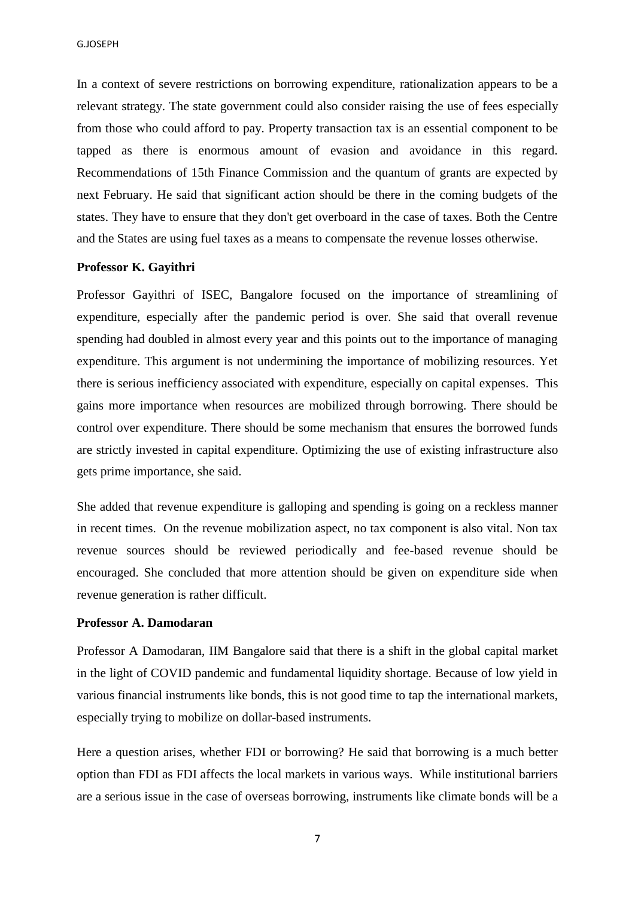In a context of severe restrictions on borrowing expenditure, rationalization appears to be a relevant strategy. The state government could also consider raising the use of fees especially from those who could afford to pay. Property transaction tax is an essential component to be tapped as there is enormous amount of evasion and avoidance in this regard. Recommendations of 15th Finance Commission and the quantum of grants are expected by next February. He said that significant action should be there in the coming budgets of the states. They have to ensure that they don't get overboard in the case of taxes. Both the Centre and the States are using fuel taxes as a means to compensate the revenue losses otherwise.

**Professor K. Gayithri**

Professor Gayithri of ISEC, Bangalore focused on the importance of streamlining of expenditure, especially after the pandemic period is over. She said that overall revenue spending had doubled in almost every year and this points out to the importance of managing expenditure. This argument is not undermining the importance of mobilizing resources. Yet there is serious inefficiency associated with expenditure, especially on capital expenses. This gains more importance when resources are mobilized through borrowing. There should be control over expenditure. There should be some mechanism that ensures the borrowed funds are strictly invested in capital expenditure. Optimizing the use of existing infrastructure also gets prime importance, she said.

She added that revenue expenditure is galloping and spending is going on a reckless manner in recent times. On the revenue mobilization aspect, no tax component is also vital. Non tax revenue sources should be reviewed periodically and fee-based revenue should be encouraged. She concluded that more attention should be given on expenditure side when revenue generation is rather difficult.

**Professor A. Damodaran**

Professor A Damodaran, IIM Bangalore said that there is a shift in the global capital market in the light of COVID pandemic and fundamental liquidity shortage. Because of low yield in various financial instruments like bonds, this is not good time to tap the international markets, especially trying to mobilize on dollar-based instruments.

Here a question arises, whether FDI or borrowing? He said that borrowing is a much better option than FDI as FDI affects the local markets in various ways. While institutional barriers are a serious issue in the case of overseas borrowing, instruments like climate bonds will be a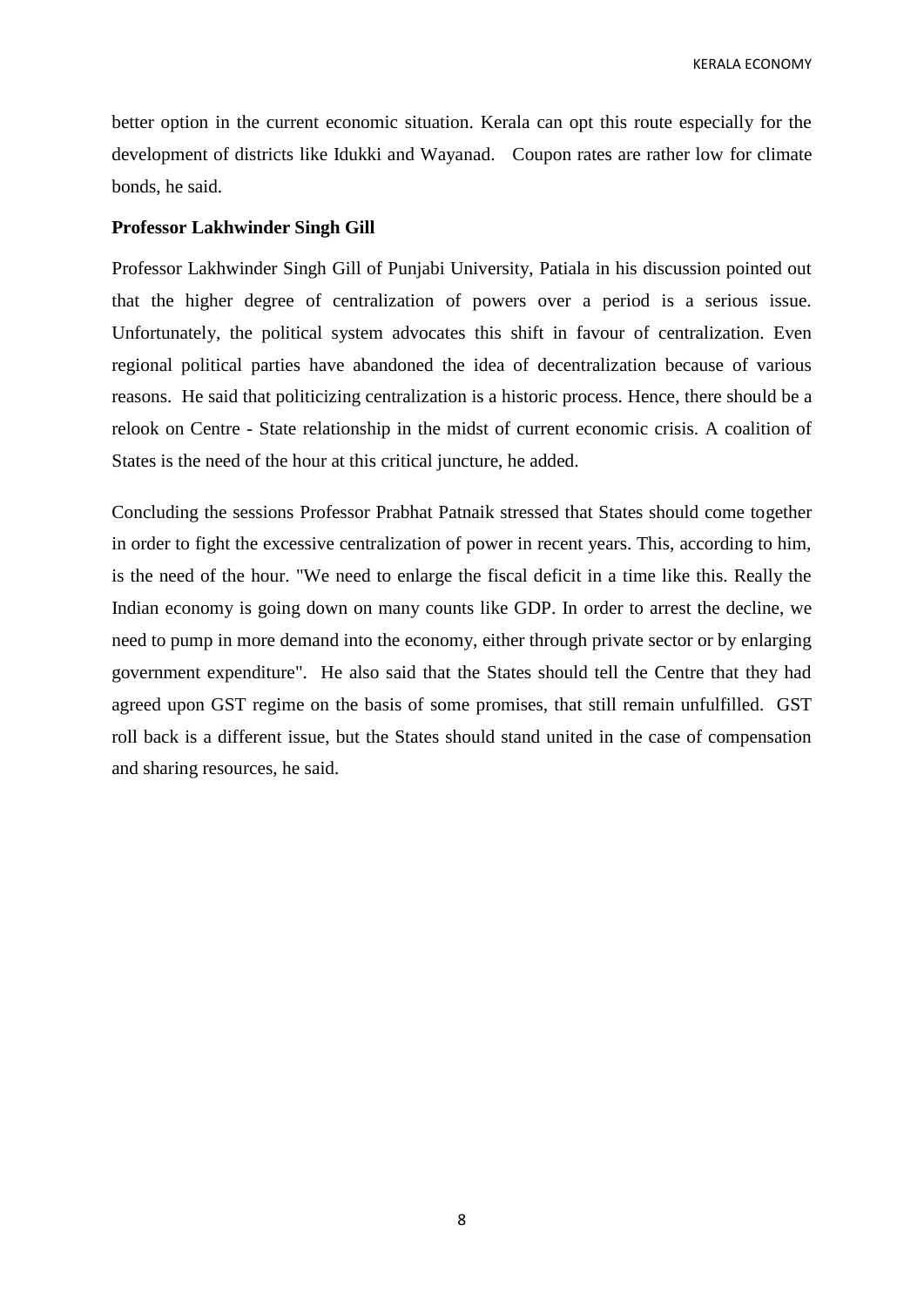better option in the current economic situation. Kerala can opt this route especially for the development of districts like Idukki and Wayanad. Coupon rates are rather low for climate bonds, he said.

**Professor Lakhwinder Singh Gill**

Professor Lakhwinder Singh Gill of Punjabi University, Patiala in his discussion pointed out that the higher degree of centralization of powers over a period is a serious issue. Unfortunately, the political system advocates this shift in favour of centralization. Even regional political parties have abandoned the idea of decentralization because of various reasons. He said that politicizing centralization is a historic process. Hence, there should be a relook on Centre - State relationship in the midst of current economic crisis. A coalition of States is the need of the hour at this critical juncture, he added.

Concluding the sessions Professor Prabhat Patnaik stressed that States should come together in order to fight the excessive centralization of power in recent years. This, according to him, is the need of the hour. "We need to enlarge the fiscal deficit in a time like this. Really the Indian economy is going down on many counts like GDP. In order to arrest the decline, we need to pump in more demand into the economy, either through private sector or by enlarging government expenditure". He also said that the States should tell the Centre that they had agreed upon GST regime on the basis of some promises, that still remain unfulfilled. GST roll back is a different issue, but the States should stand united in the case of compensation and sharing resources, he said.